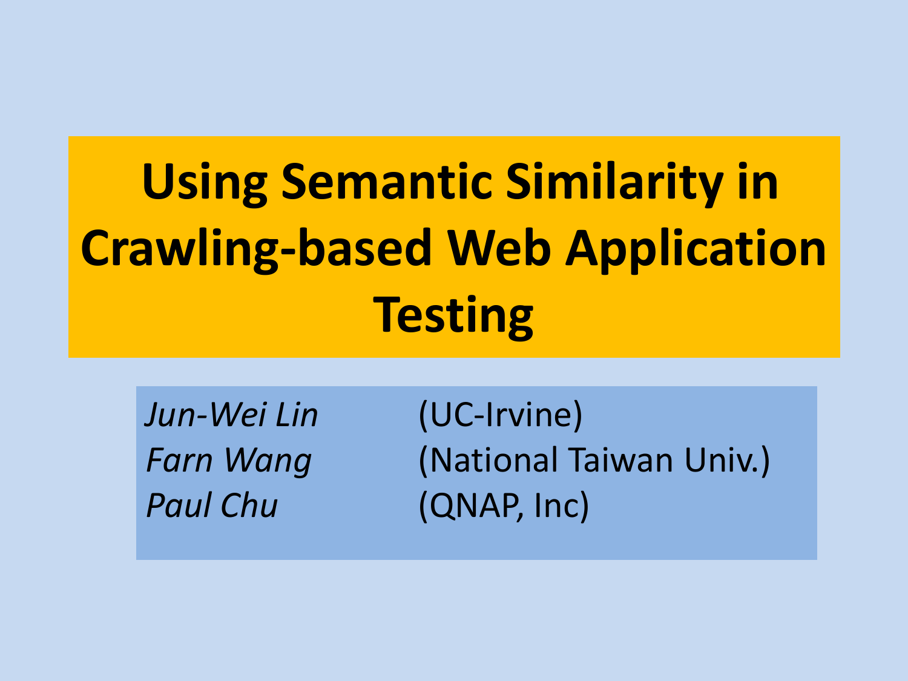# Using Semantic Similarity in Crawling-based Web Application Testing

*Jun-Wei Lin* (UC-Irvine)
*Farn Wang* (National Taiwan Univ.)
*Paul Chu* (QNAP, Inc)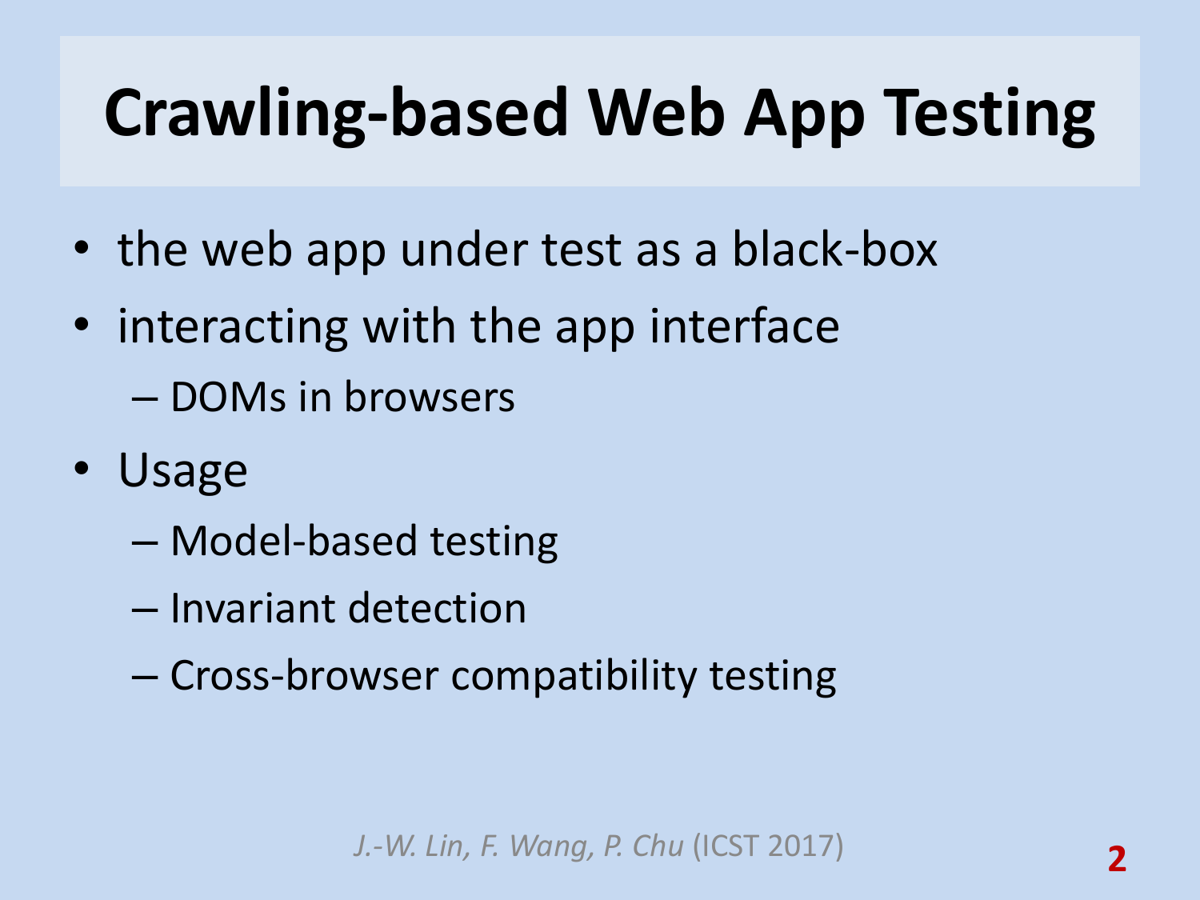# Crawling-based Web App Testing

- the web app under test as a black-box
- interacting with the app interface
  - DOMs in browsers
- Usage
  - Model-based testing
  - Invariant detection
  - Cross-browser compatibility testing

*J.-W. Lin, F. Wang, P. Chu* (ICST 2017)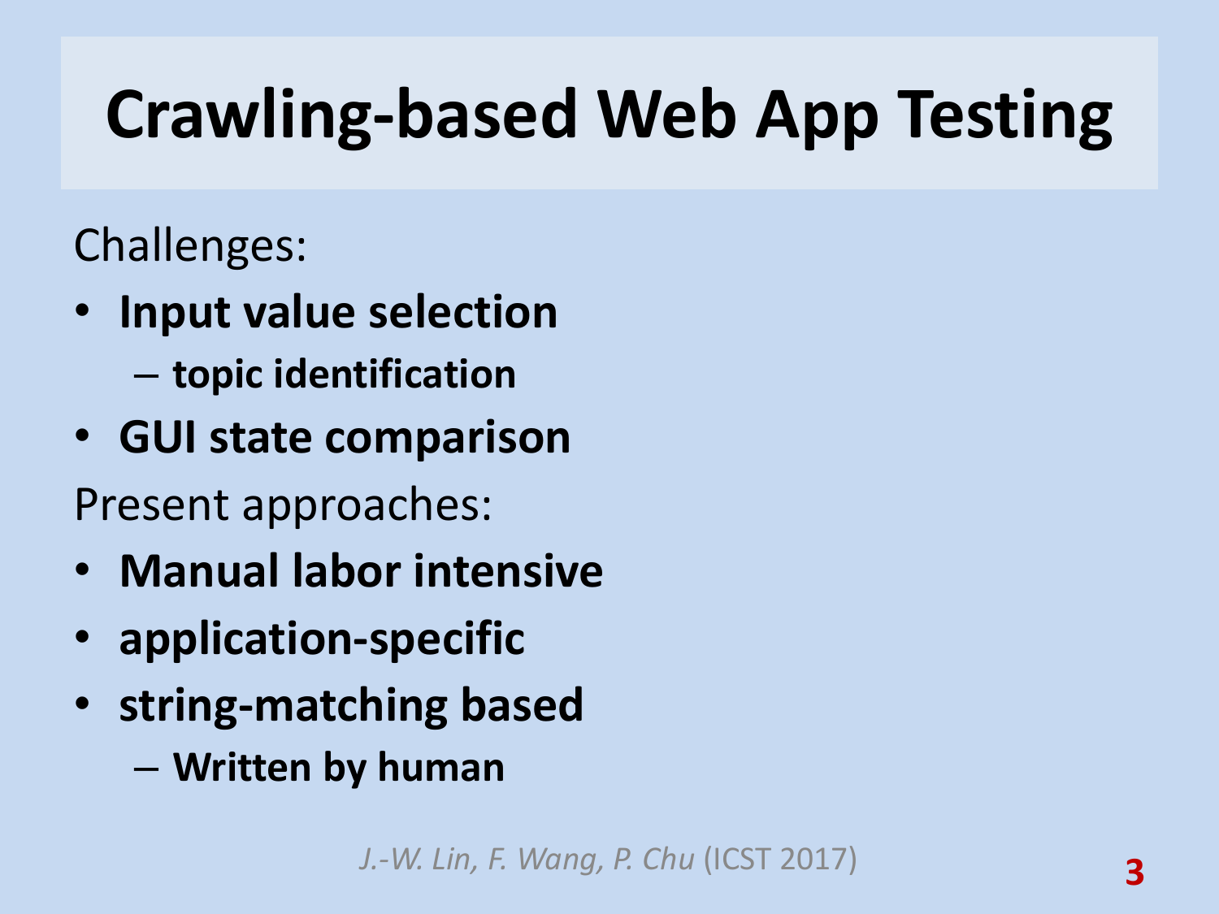# Crawling-based Web App Testing

Challenges:

- **Input value selection**
  - **topic identification**
- **GUI state comparison**

Present approaches:

- **Manual labor intensive**
- **application-specific**
- **string-matching based**
  - **Written by human**

*J.-W. Lin, F. Wang, P. Chu* (ICST 2017)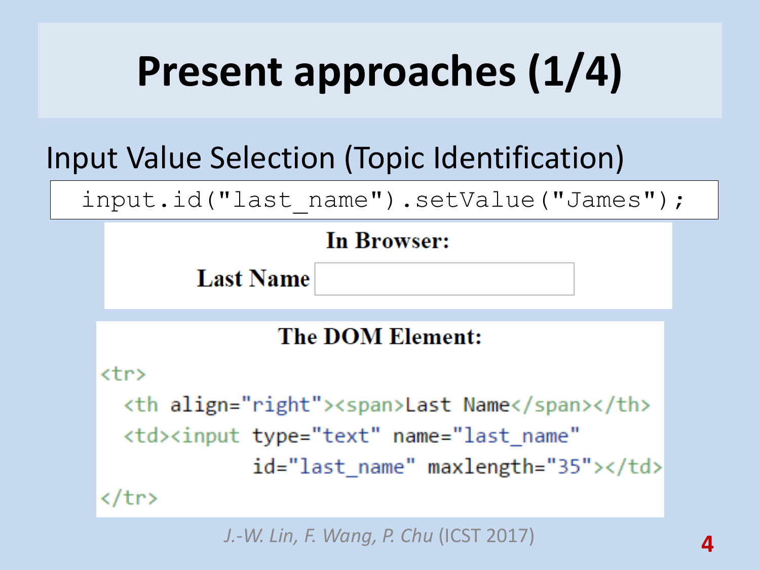# Present approaches (1/4)

Input Value Selection (Topic Identification)

```
input.id("last_name").setValue("James");
```

**In Browser:**

**Last Name**

**The DOM Element:**

```
<tr>
  <th align="right"><span>Last Name</span></th>
  <td><input type="text" name="last_name"
             id="last_name" maxlength="35"></td>
</tr>
```

*J.-W. Lin, F. Wang, P. Chu* (ICST 2017)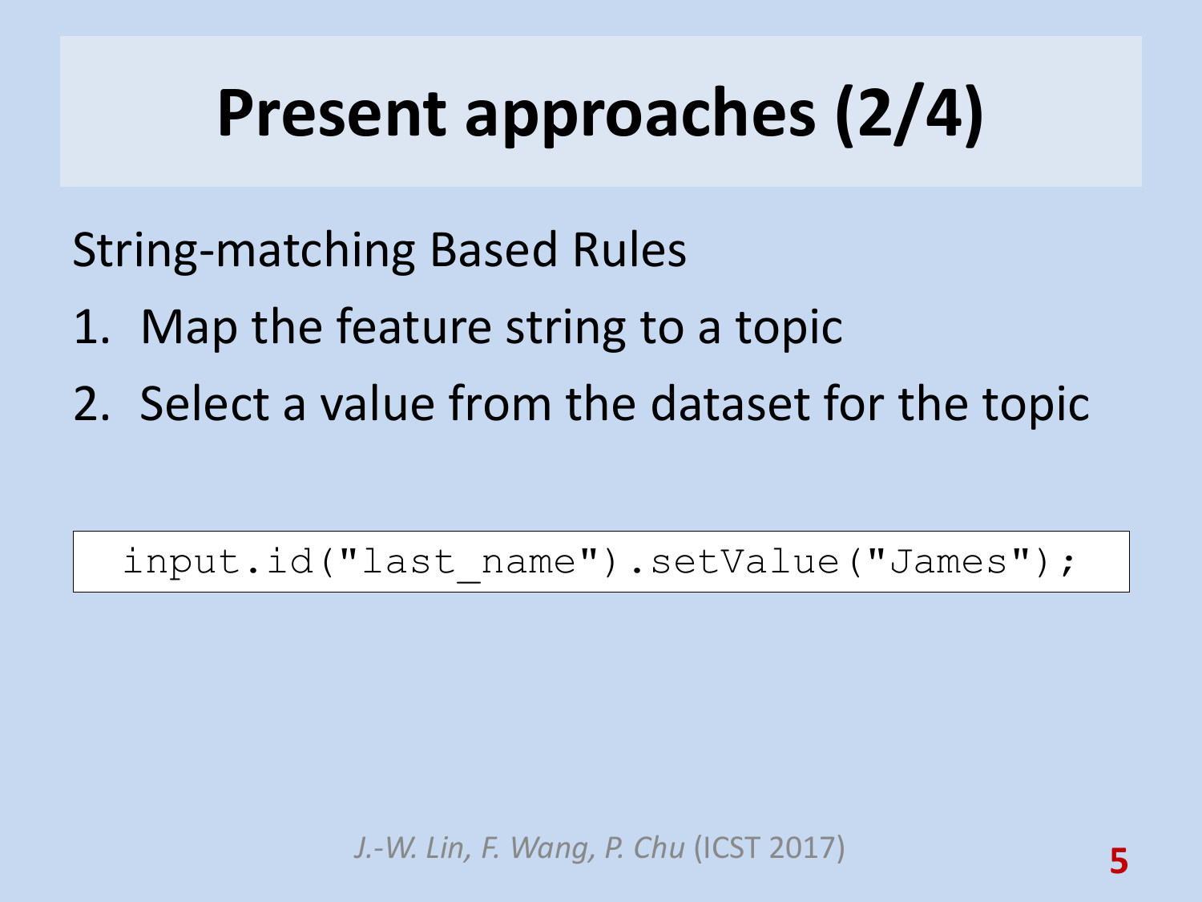# Present approaches (2/4)

String-matching Based Rules

1. Map the feature string to a topic
2. Select a value from the dataset for the topic

```
input.id("last_name").setValue("James");
```

*J.-W. Lin, F. Wang, P. Chu* (ICST 2017)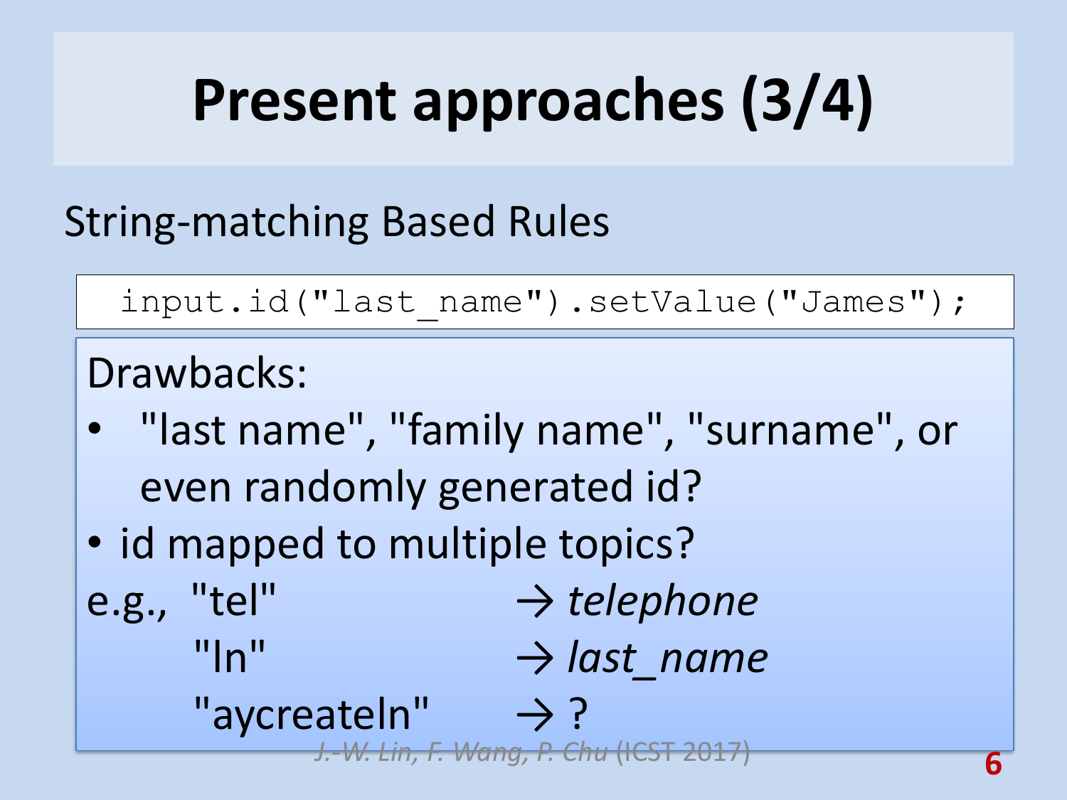# Present approaches (3/4)

String-matching Based Rules

```
input.id("last_name").setValue("James");
```

Drawbacks:

- "last name", "family name", "surname", or even randomly generated id?
- id mapped to multiple topics?

e.g., "tel" → *telephone*

"ln" → *last_name*

"aycreateln" → ?

*J.-W. Lin, F. Wang, P. Chu* (ICST 2017)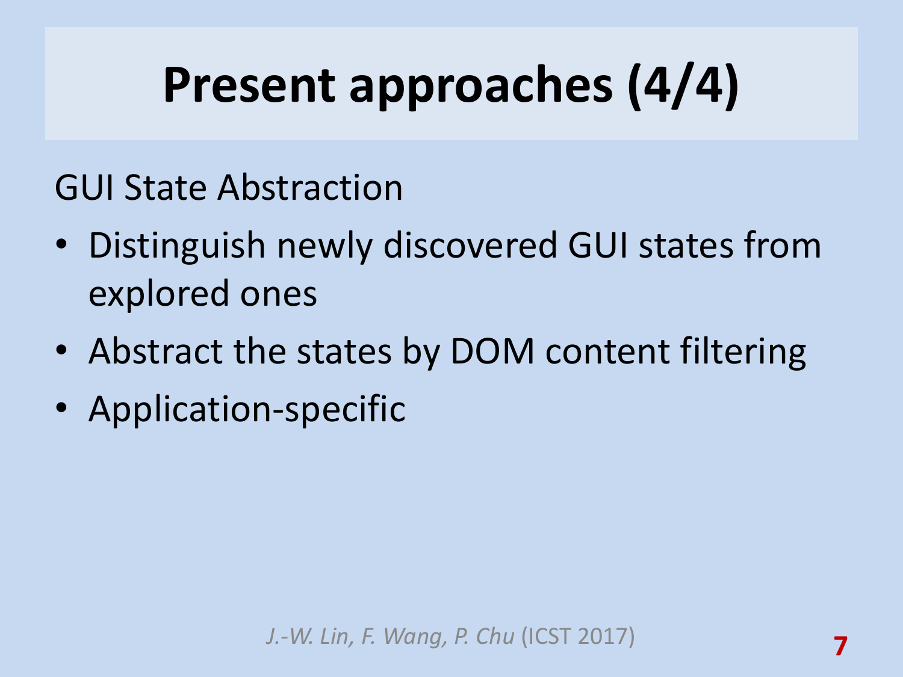# Present approaches (4/4)

GUI State Abstraction

- Distinguish newly discovered GUI states from explored ones
- Abstract the states by DOM content filtering
- Application-specific

*J.-W. Lin, F. Wang, P. Chu* (ICST 2017)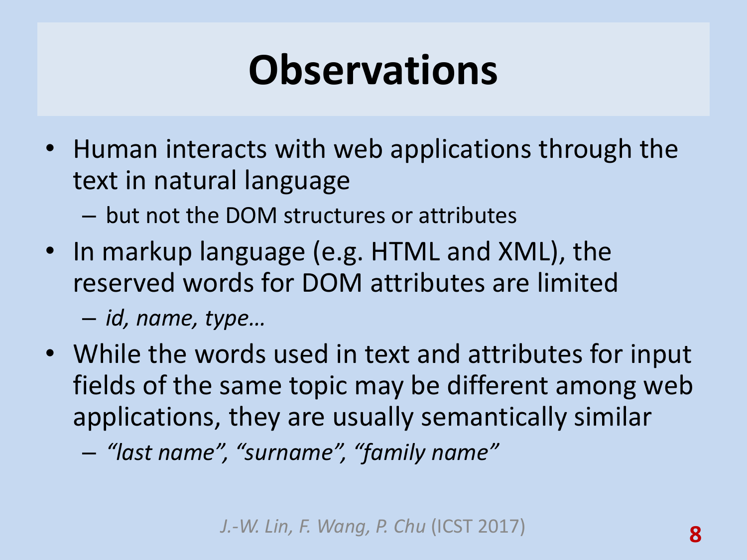# Observations

- Human interacts with web applications through the text in natural language
  - but not the DOM structures or attributes
- In markup language (e.g. HTML and XML), the reserved words for DOM attributes are limited
  - *id, name, type…*
- While the words used in text and attributes for input fields of the same topic may be different among web applications, they are usually semantically similar
  - *"last name", "surname", "family name"*

*J.-W. Lin, F. Wang, P. Chu* (ICST 2017)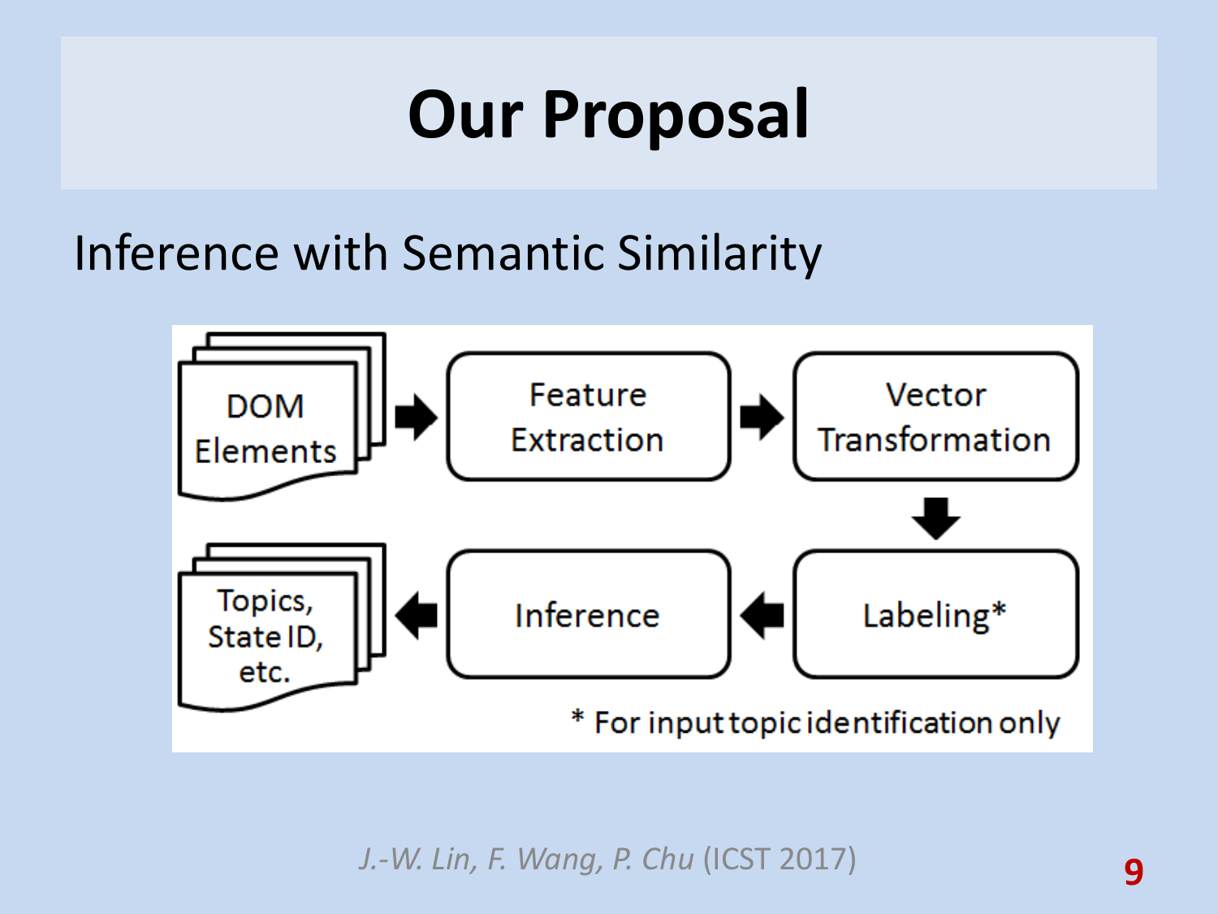# Our Proposal

Inference with Semantic Similarity

DOM Elements → Feature Extraction → Vector Transformation → Labeling* → Inference → Topics, State ID, etc.

* For input topic identification only

*J.-W. Lin, F. Wang, P. Chu* (ICST 2017)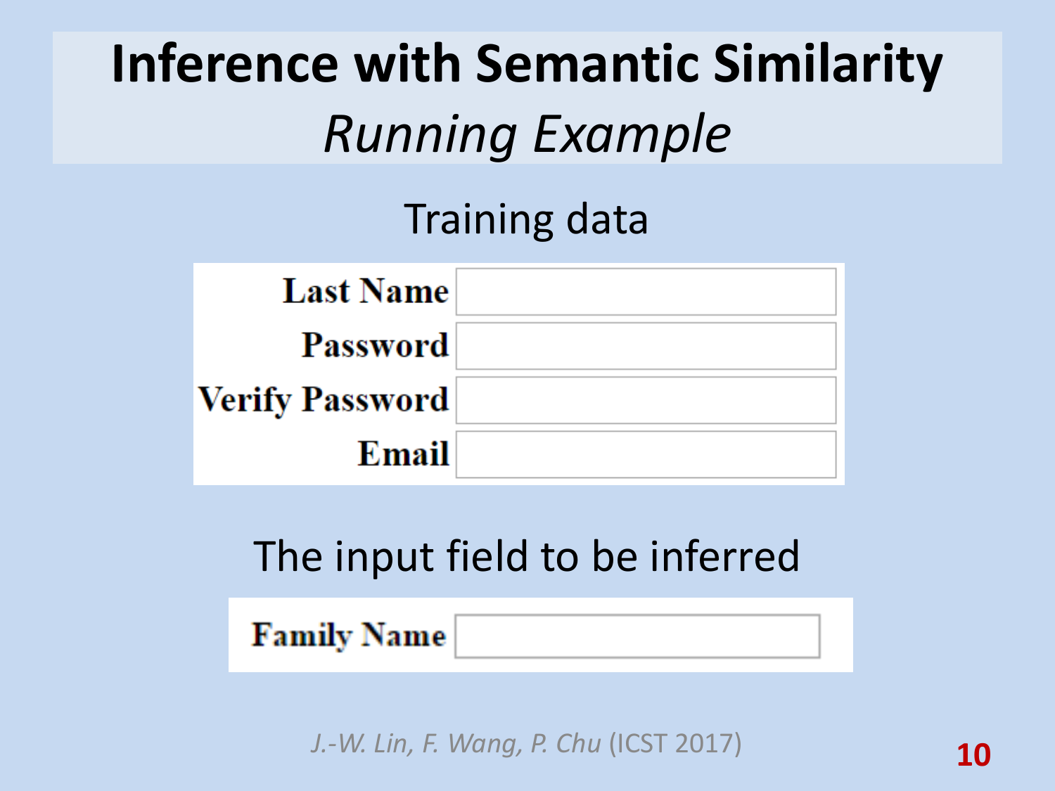# Inference with Semantic Similarity

## *Running Example*

Training data

| | |
|---|---|
| **Last Name** | |
| **Password** | |
| **Verify Password** | |
| **Email** | |

The input field to be inferred

| | |
|---|---|
| **Family Name** | |

*J.-W. Lin, F. Wang, P. Chu* (ICST 2017)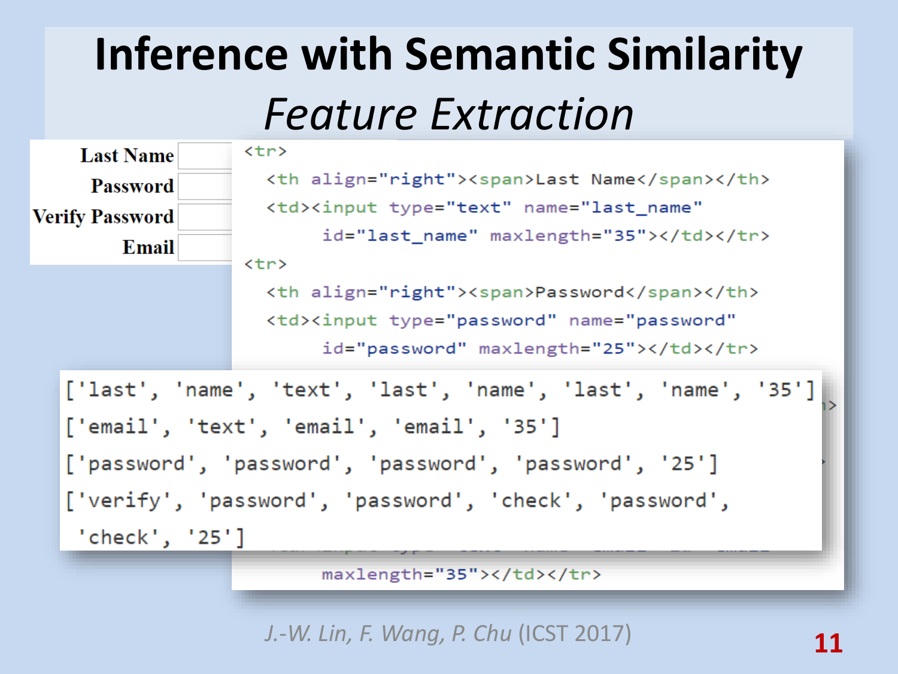# Inference with Semantic Similarity

## *Feature Extraction*

| | |
|---|---|
| **Last Name** | |
| **Password** | |
| **Verify Password** | |
| **Email** | |

```
<tr>
  <th align="right"><span>Last Name</span></th>
  <td><input type="text" name="last_name"
       id="last_name" maxlength="35"></td></tr>
<tr>
  <th align="right"><span>Password</span></th>
  <td><input type="password" name="password"
       id="password" maxlength="25"></td></tr>
```

```
['last', 'name', 'text', 'last', 'name', 'last', 'name', '35']
['email', 'text', 'email', 'email', '35']
['password', 'password', 'password', 'password', '25']
['verify', 'password', 'password', 'check', 'password',
 'check', '25']
```

```
       maxlength="35"></td></tr>
```

*J.-W. Lin, F. Wang, P. Chu* (ICST 2017)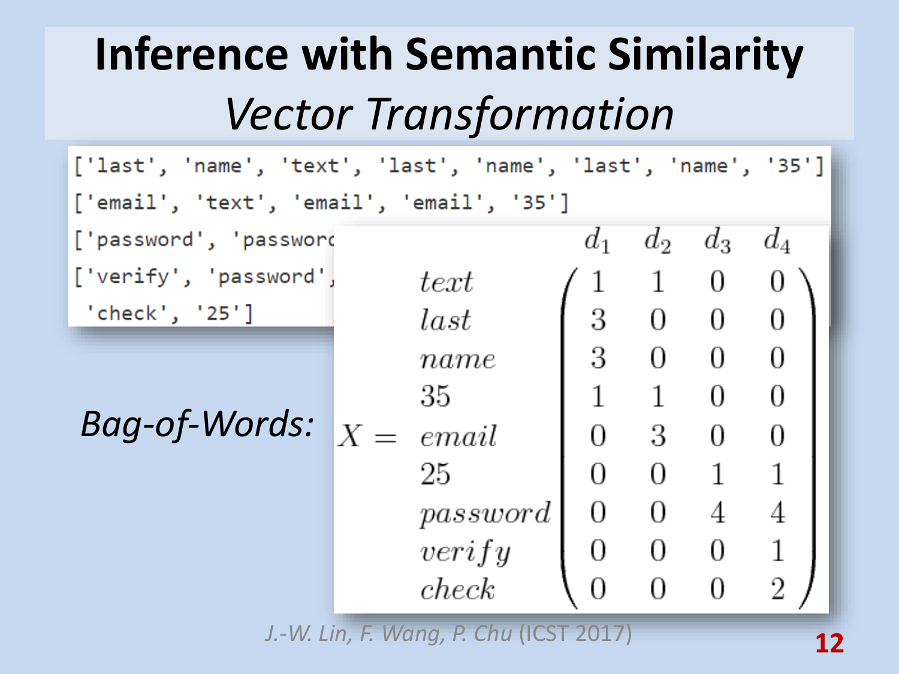# Inference with Semantic Similarity

## *Vector Transformation*

```
['last', 'name', 'text', 'last', 'name', 'last', 'name', '35']
['email', 'text', 'email', 'email', '35']
['password', 'passwor
['verify', 'password',
 'check', '25']
```

*Bag-of-Words:*

$$
X = \begin{array}{l} text \\ last \\ name \\ 35 \\ email \\ 25 \\ password \\ verify \\ check \end{array}
\overset{\begin{array}{cccc} d_1 & d_2 & d_3 & d_4 \end{array}}{\begin{pmatrix} 1 & 1 & 0 & 0 \\ 3 & 0 & 0 & 0 \\ 3 & 0 & 0 & 0 \\ 1 & 1 & 0 & 0 \\ 0 & 3 & 0 & 0 \\ 0 & 0 & 1 & 1 \\ 0 & 0 & 4 & 4 \\ 0 & 0 & 0 & 1 \\ 0 & 0 & 0 & 2 \end{pmatrix}}
$$

*J.-W. Lin, F. Wang, P. Chu* (ICST 2017)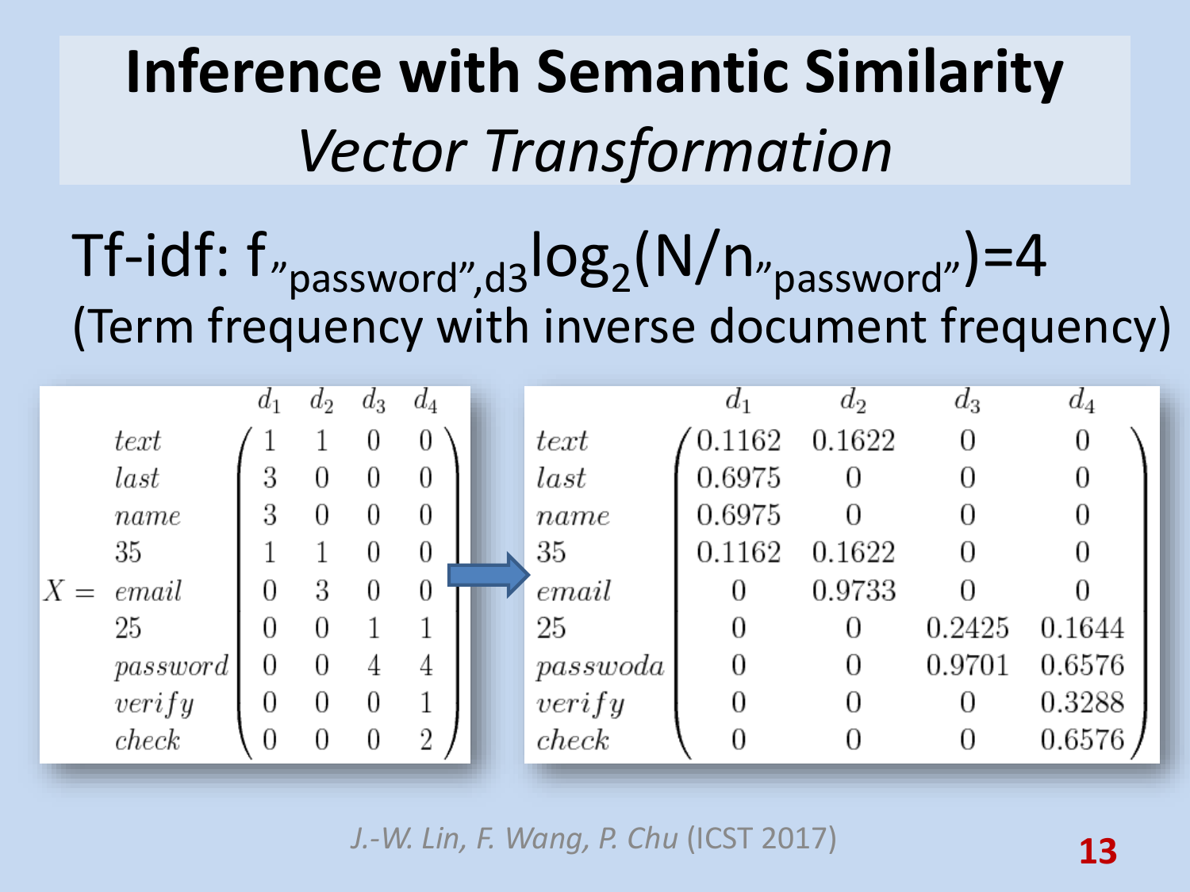# Inference with Semantic Similarity

## *Vector Transformation*

Tf-idf: $f_{\text{"password"},d3} \log_2(N/n_{\text{"password"}}) = 4$

(Term frequency with inverse document frequency)

$X =$

| | $d_1$ | $d_2$ | $d_3$ | $d_4$ |
|---|---|---|---|---|
| *text* | 1 | 1 | 0 | 0 |
| *last* | 3 | 0 | 0 | 0 |
| *name* | 3 | 0 | 0 | 0 |
| 35 | 1 | 1 | 0 | 0 |
| *email* | 0 | 3 | 0 | 0 |
| 25 | 0 | 0 | 1 | 1 |
| *password* | 0 | 0 | 4 | 4 |
| *verify* | 0 | 0 | 0 | 1 |
| *check* | 0 | 0 | 0 | 2 |

→

| | $d_1$ | $d_2$ | $d_3$ | $d_4$ |
|---|---|---|---|---|
| *text* | 0.1162 | 0.1622 | 0 | 0 |
| *last* | 0.6975 | 0 | 0 | 0 |
| *name* | 0.6975 | 0 | 0 | 0 |
| 35 | 0.1162 | 0.1622 | 0 | 0 |
| *email* | 0 | 0.9733 | 0 | 0 |
| 25 | 0 | 0 | 0.2425 | 0.1644 |
| *passwoda* | 0 | 0 | 0.9701 | 0.6576 |
| *verify* | 0 | 0 | 0 | 0.3288 |
| *check* | 0 | 0 | 0 | 0.6576 |

*J.-W. Lin, F. Wang, P. Chu* (ICST 2017)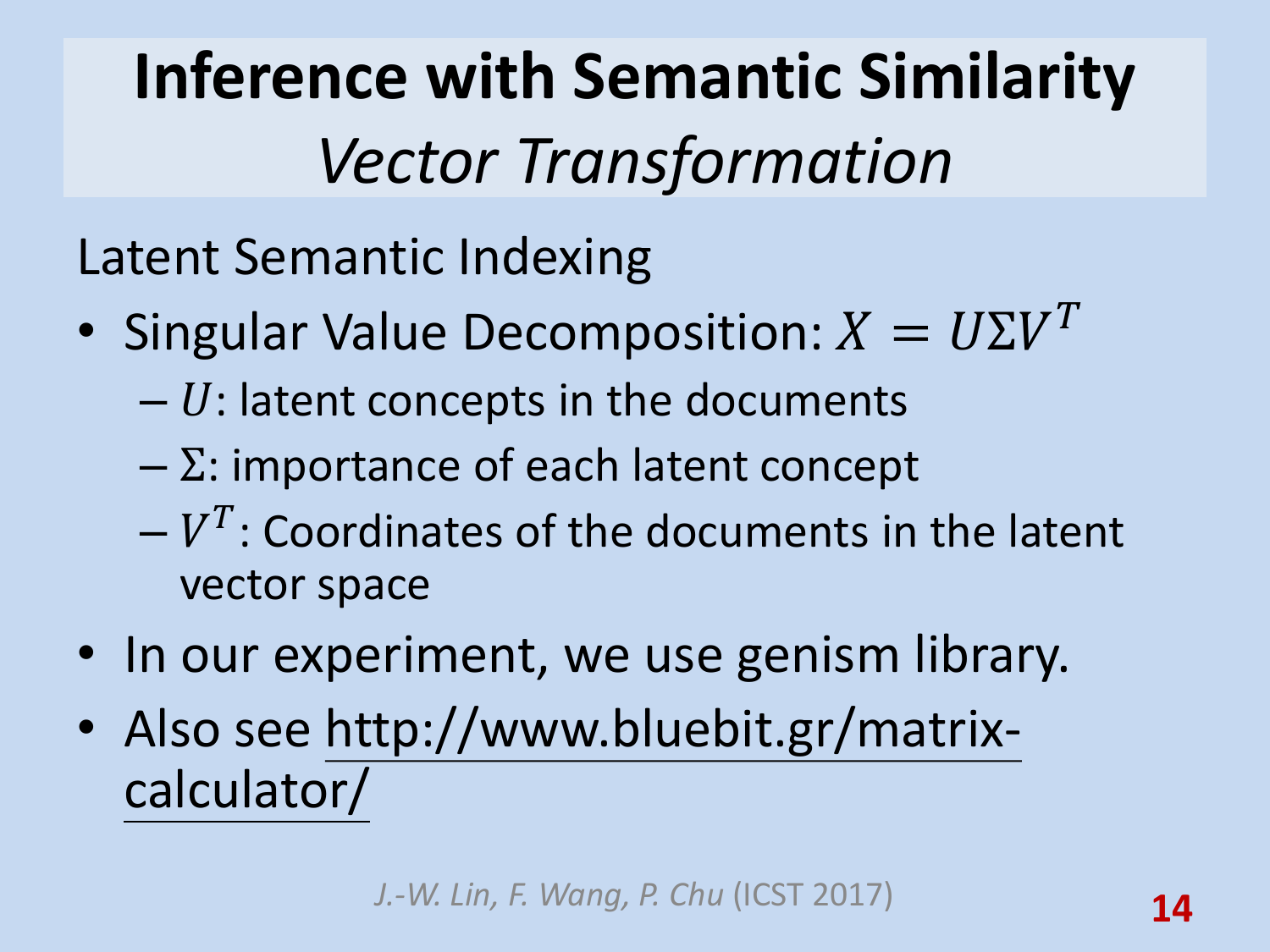# Inference with Semantic Similarity

## *Vector Transformation*

Latent Semantic Indexing

- Singular Value Decomposition: $X = U\Sigma V^T$
  - $U$: latent concepts in the documents
  - $\Sigma$: importance of each latent concept
  - $V^T$: Coordinates of the documents in the latent vector space
- In our experiment, we use genism library.
- Also see http://www.bluebit.gr/matrix-calculator/

*J.-W. Lin, F. Wang, P. Chu* (ICST 2017)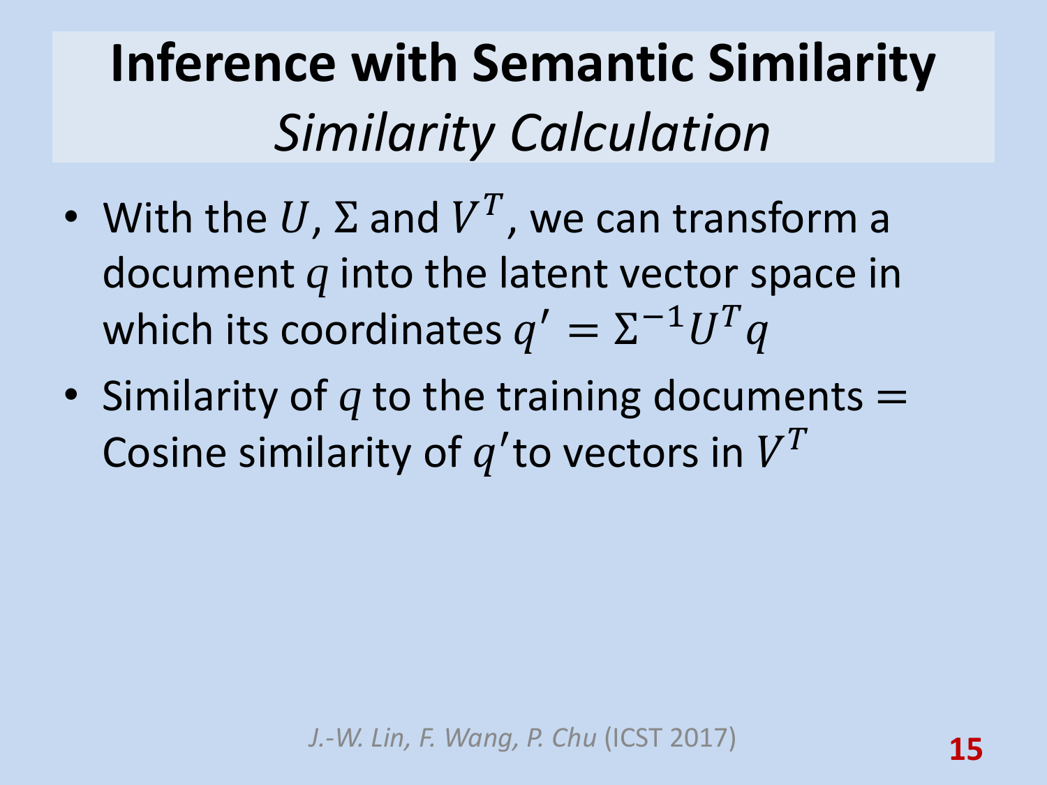# Inference with Semantic Similarity

## *Similarity Calculation*

- With the $U$, $\Sigma$ and $V^T$, we can transform a document $q$ into the latent vector space in which its coordinates $q' = \Sigma^{-1} U^T q$
- Similarity of $q$ to the training documents = Cosine similarity of $q'$ to vectors in $V^T$

*J.-W. Lin, F. Wang, P. Chu* (ICST 2017)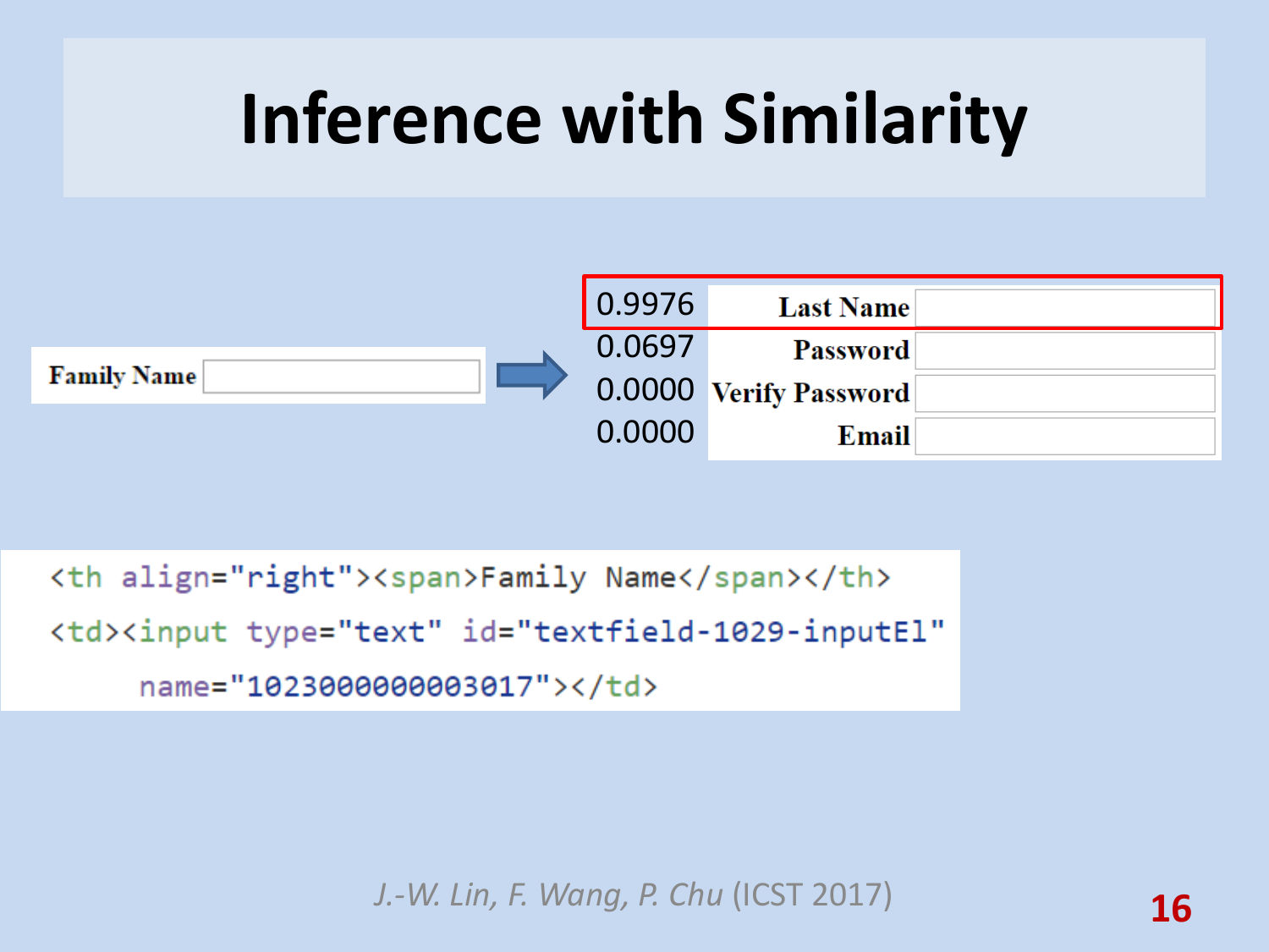# Inference with Similarity

Family Name ➔

| | |
|---|---|
| 0.9976 | Last Name |
| 0.0697 | Password |
| 0.0000 | Verify Password |
| 0.0000 | Email |

```
<th align="right"><span>Family Name</span></th>
<td><input type="text" id="textfield-1029-inputEl"
    name="1023000000003017"></td>
```

*J.-W. Lin, F. Wang, P. Chu* (ICST 2017)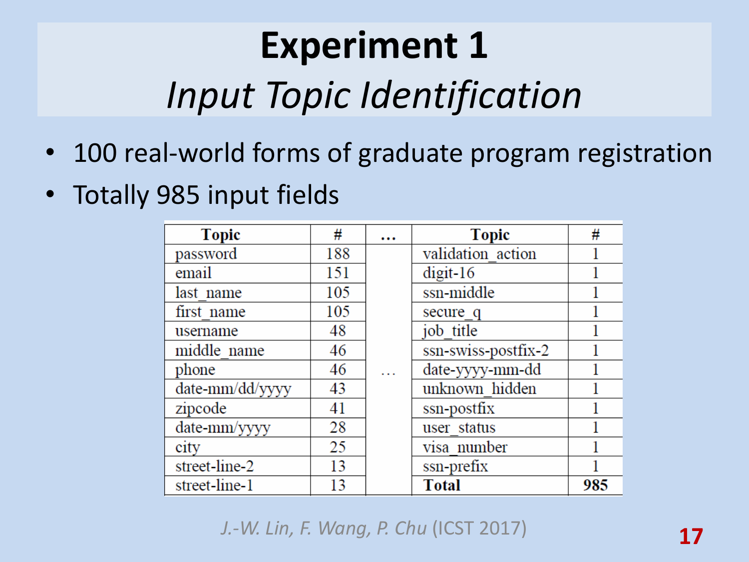# Experiment 1

## *Input Topic Identification*

- 100 real-world forms of graduate program registration
- Totally 985 input fields

| Topic | # | … | Topic | # |
|---|---|---|---|---|
| password | 188 | | validation_action | 1 |
| email | 151 | | digit-16 | 1 |
| last_name | 105 | | ssn-middle | 1 |
| first_name | 105 | | secure_q | 1 |
| username | 48 | | job_title | 1 |
| middle_name | 46 | | ssn-swiss-postfix-2 | 1 |
| phone | 46 | … | date-yyyy-mm-dd | 1 |
| date-mm/dd/yyyy | 43 | | unknown_hidden | 1 |
| zipcode | 41 | | ssn-postfix | 1 |
| date-mm/yyyy | 28 | | user_status | 1 |
| city | 25 | | visa_number | 1 |
| street-line-2 | 13 | | ssn-prefix | 1 |
| street-line-1 | 13 | | **Total** | **985** |

*J.-W. Lin, F. Wang, P. Chu* (ICST 2017)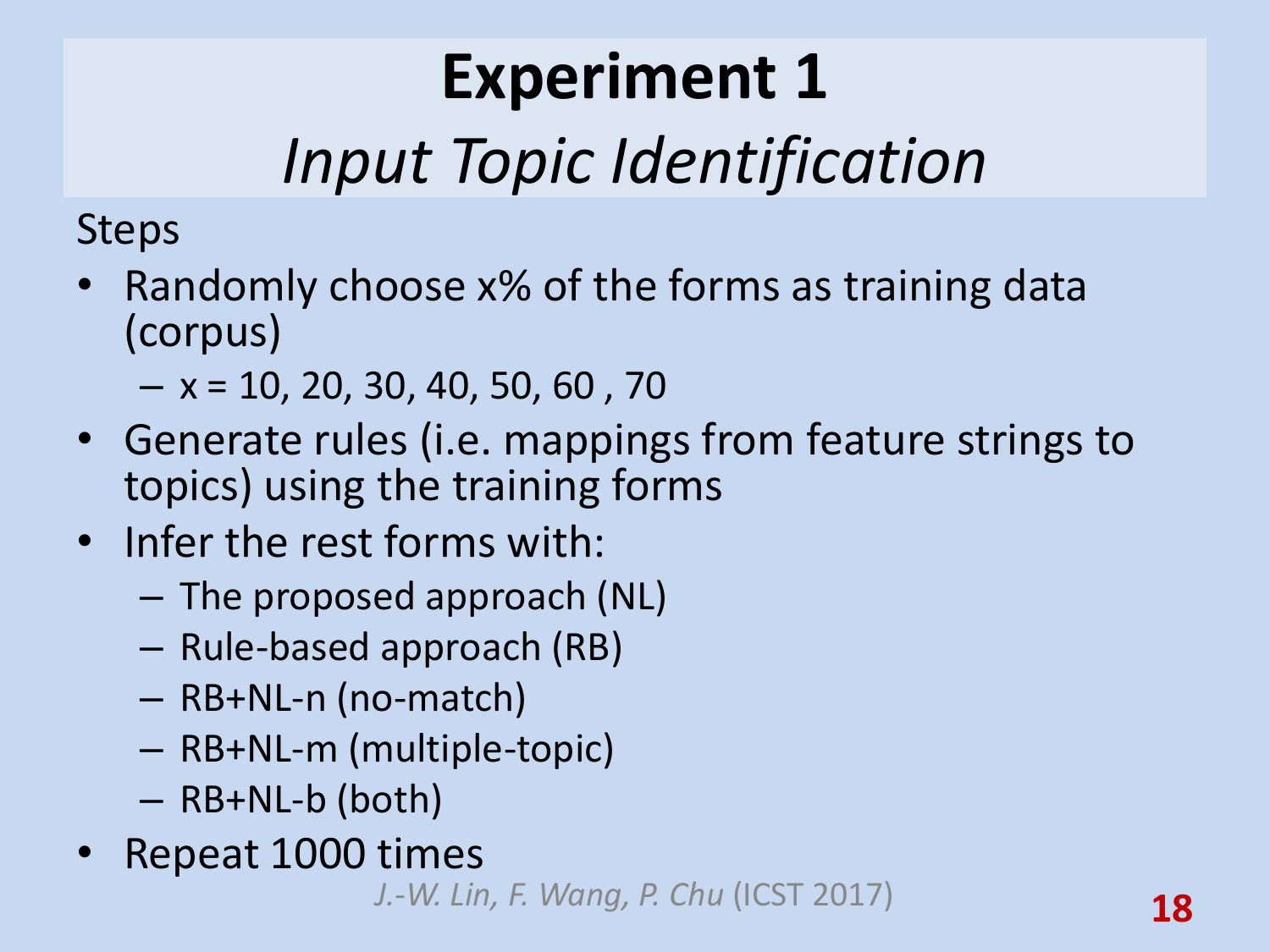# Experiment 1

## *Input Topic Identification*

Steps

- Randomly choose x% of the forms as training data (corpus)
  - x = 10, 20, 30, 40, 50, 60 , 70
- Generate rules (i.e. mappings from feature strings to topics) using the training forms
- Infer the rest forms with:
  - The proposed approach (NL)
  - Rule-based approach (RB)
  - RB+NL-n (no-match)
  - RB+NL-m (multiple-topic)
  - RB+NL-b (both)
- Repeat 1000 times

*J.-W. Lin, F. Wang, P. Chu* (ICST 2017)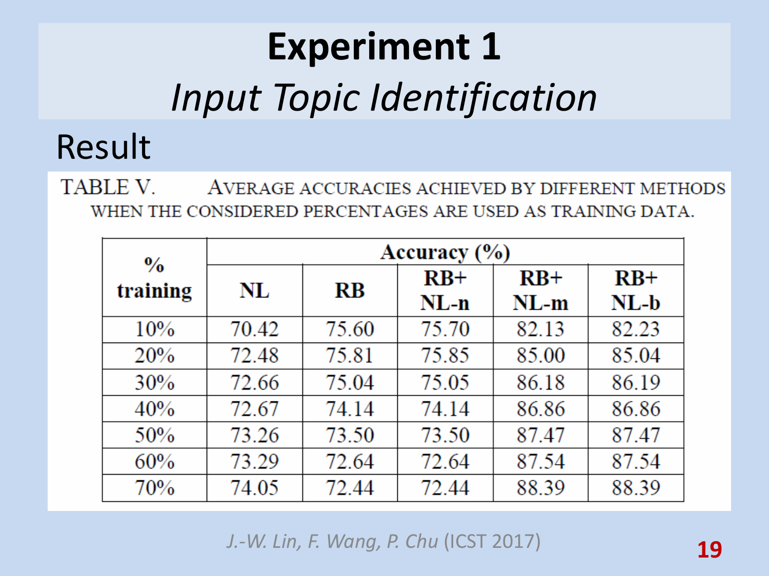# Experiment 1

## *Input Topic Identification*

### Result

TABLE V. AVERAGE ACCURACIES ACHIEVED BY DIFFERENT METHODS WHEN THE CONSIDERED PERCENTAGES ARE USED AS TRAINING DATA.

| % training | Accuracy (%) | | | | |
|---|---|---|---|---|---|
| | NL | RB | RB+ NL-n | RB+ NL-m | RB+ NL-b |
| 10% | 70.42 | 75.60 | 75.70 | 82.13 | 82.23 |
| 20% | 72.48 | 75.81 | 75.85 | 85.00 | 85.04 |
| 30% | 72.66 | 75.04 | 75.05 | 86.18 | 86.19 |
| 40% | 72.67 | 74.14 | 74.14 | 86.86 | 86.86 |
| 50% | 73.26 | 73.50 | 73.50 | 87.47 | 87.47 |
| 60% | 73.29 | 72.64 | 72.64 | 87.54 | 87.54 |
| 70% | 74.05 | 72.44 | 72.44 | 88.39 | 88.39 |

*J.-W. Lin, F. Wang, P. Chu* (ICST 2017)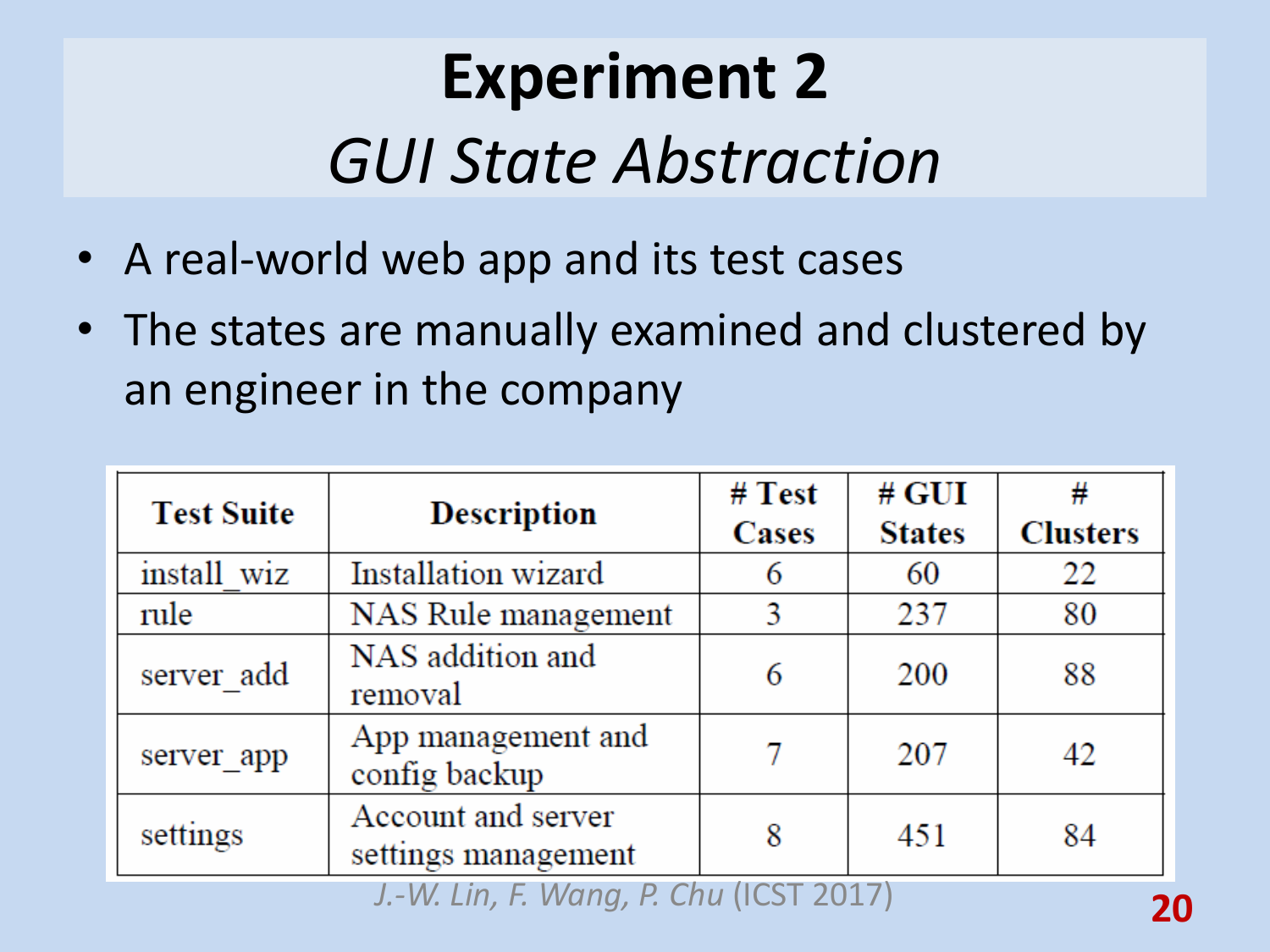# Experiment 2

## *GUI State Abstraction*

- A real-world web app and its test cases
- The states are manually examined and clustered by an engineer in the company

| Test Suite | Description | # Test Cases | # GUI States | # Clusters |
|---|---|---|---|---|
| install_wiz | Installation wizard | 6 | 60 | 22 |
| rule | NAS Rule management | 3 | 237 | 80 |
| server_add | NAS addition and removal | 6 | 200 | 88 |
| server_app | App management and config backup | 7 | 207 | 42 |
| settings | Account and server settings management | 8 | 451 | 84 |

*J.-W. Lin, F. Wang, P. Chu* (ICST 2017)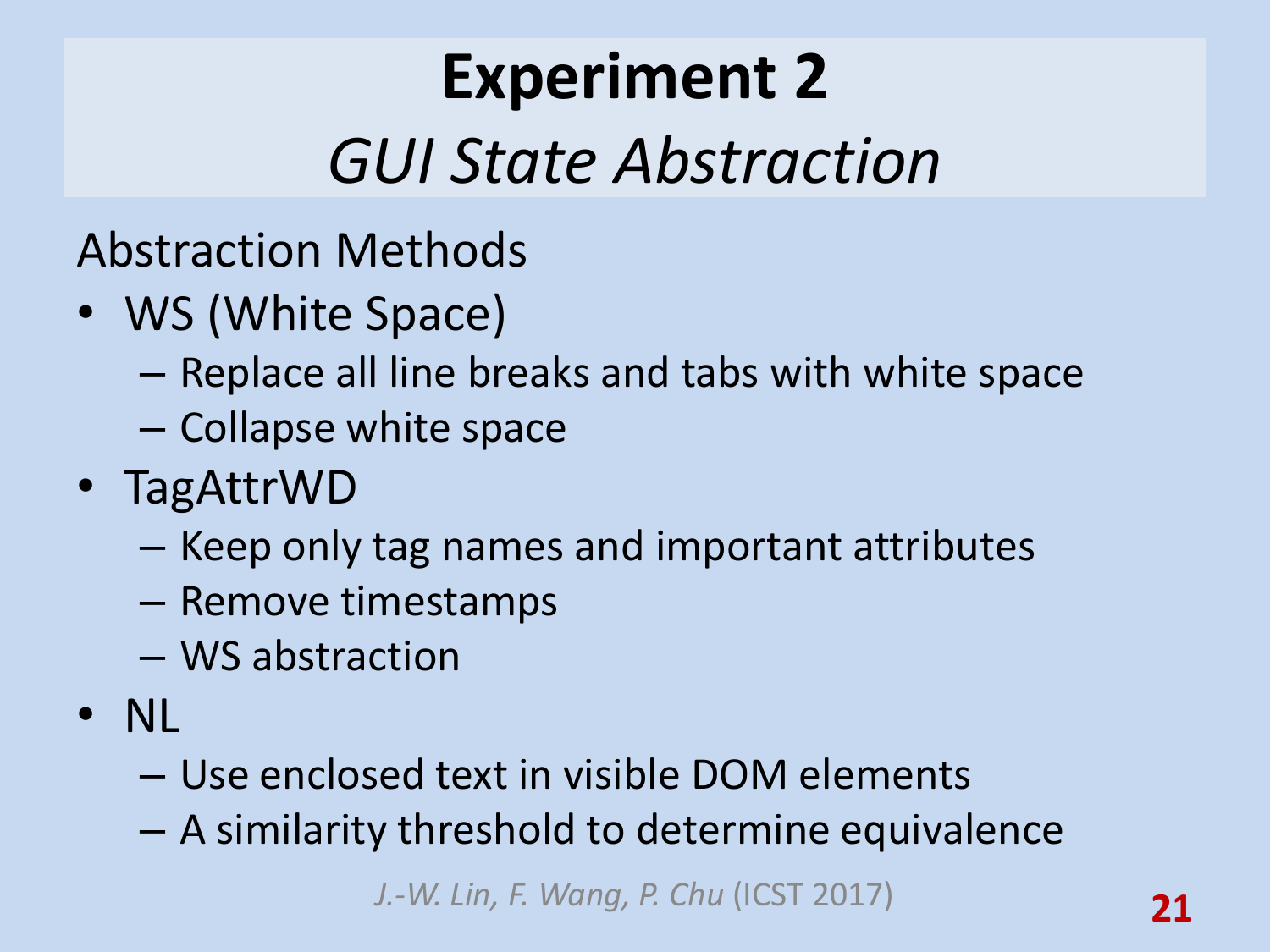# Experiment 2

## *GUI State Abstraction*

Abstraction Methods

- WS (White Space)
  - Replace all line breaks and tabs with white space
  - Collapse white space
- TagAttrWD
  - Keep only tag names and important attributes
  - Remove timestamps
  - WS abstraction
- NL
  - Use enclosed text in visible DOM elements
  - A similarity threshold to determine equivalence

*J.-W. Lin, F. Wang, P. Chu* (ICST 2017)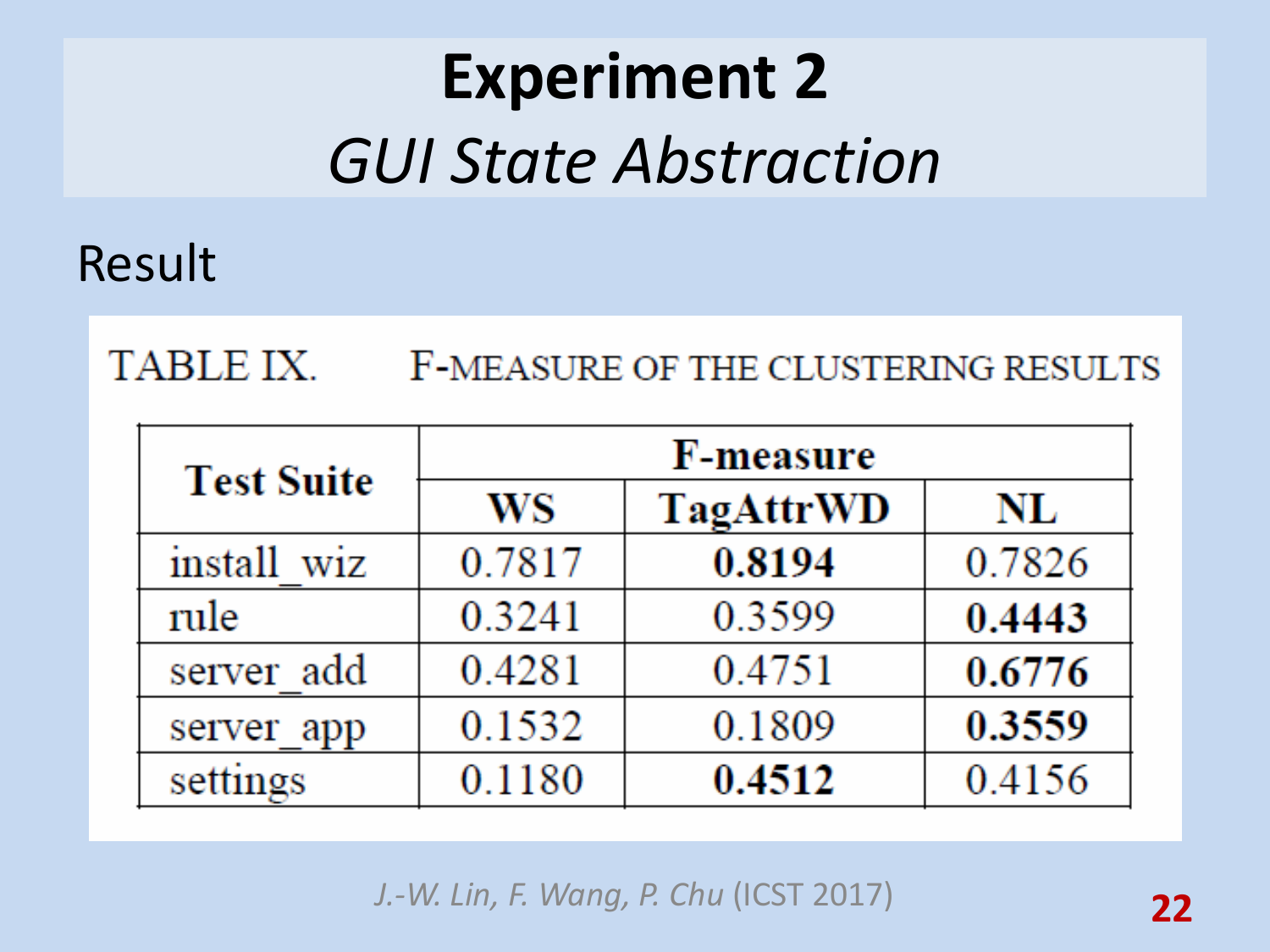# Experiment 2

## *GUI State Abstraction*

Result

TABLE IX. F-MEASURE OF THE CLUSTERING RESULTS

| Test Suite | F-measure | | |
|---|---|---|---|
| | WS | TagAttrWD | NL |
| install_wiz | 0.7817 | **0.8194** | 0.7826 |
| rule | 0.3241 | 0.3599 | **0.4443** |
| server_add | 0.4281 | 0.4751 | **0.6776** |
| server_app | 0.1532 | 0.1809 | **0.3559** |
| settings | 0.1180 | **0.4512** | 0.4156 |

*J.-W. Lin, F. Wang, P. Chu* (ICST 2017)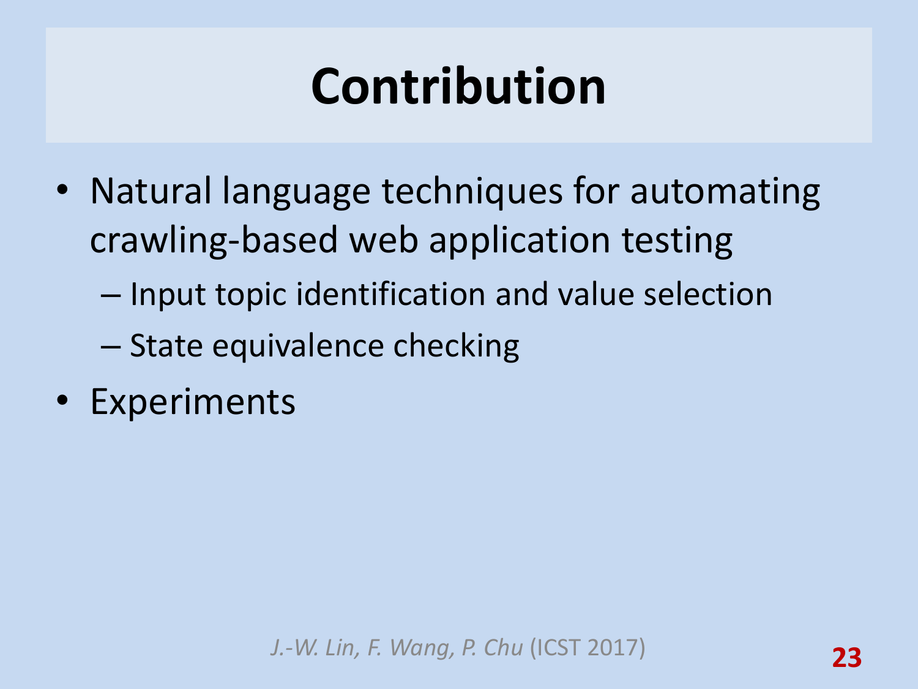# Contribution

- Natural language techniques for automating crawling-based web application testing
  - Input topic identification and value selection
  - State equivalence checking
- Experiments

*J.-W. Lin, F. Wang, P. Chu* (ICST 2017)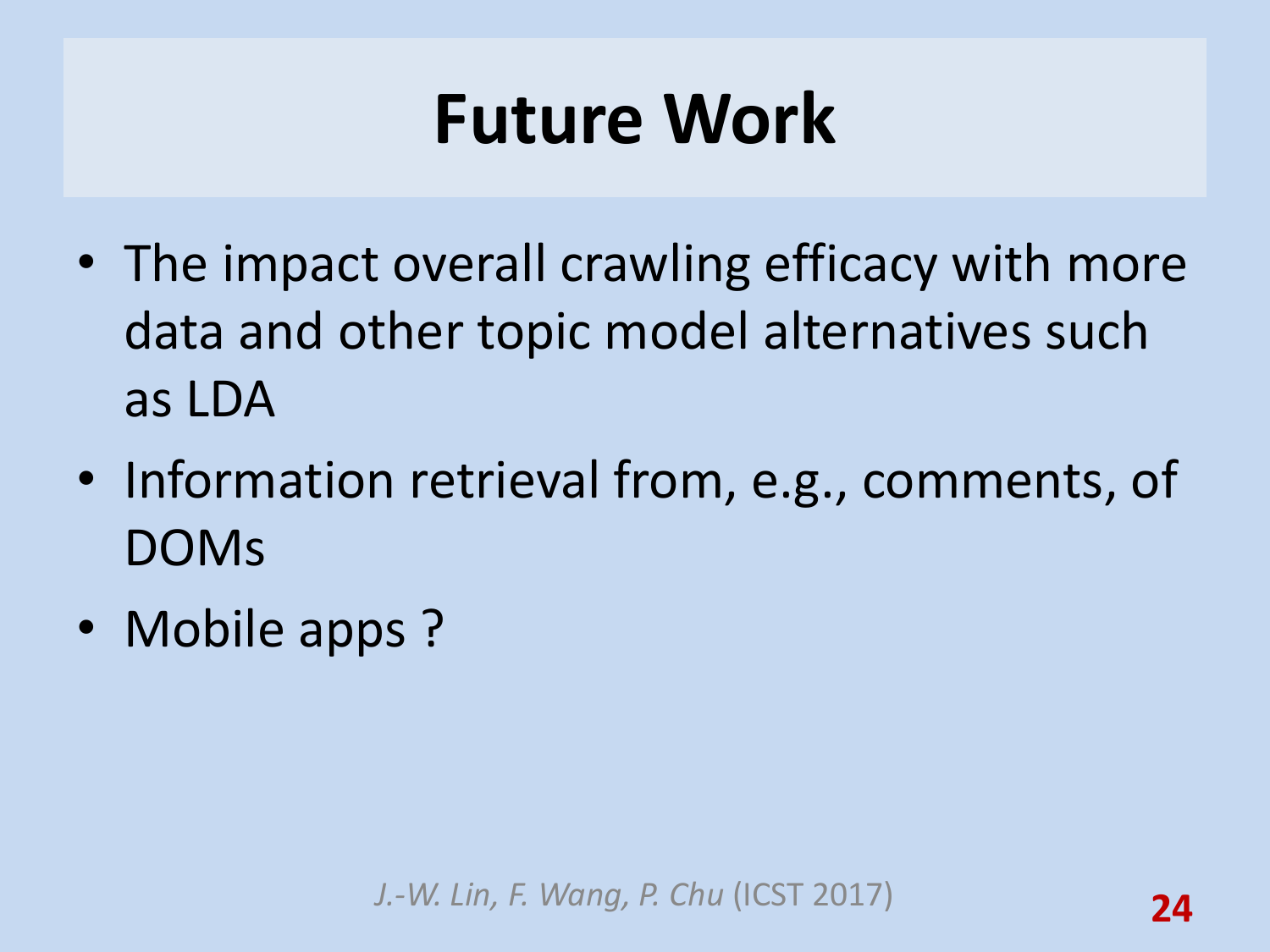# Future Work

- The impact overall crawling efficacy with more data and other topic model alternatives such as LDA
- Information retrieval from, e.g., comments, of DOMs
- Mobile apps ?